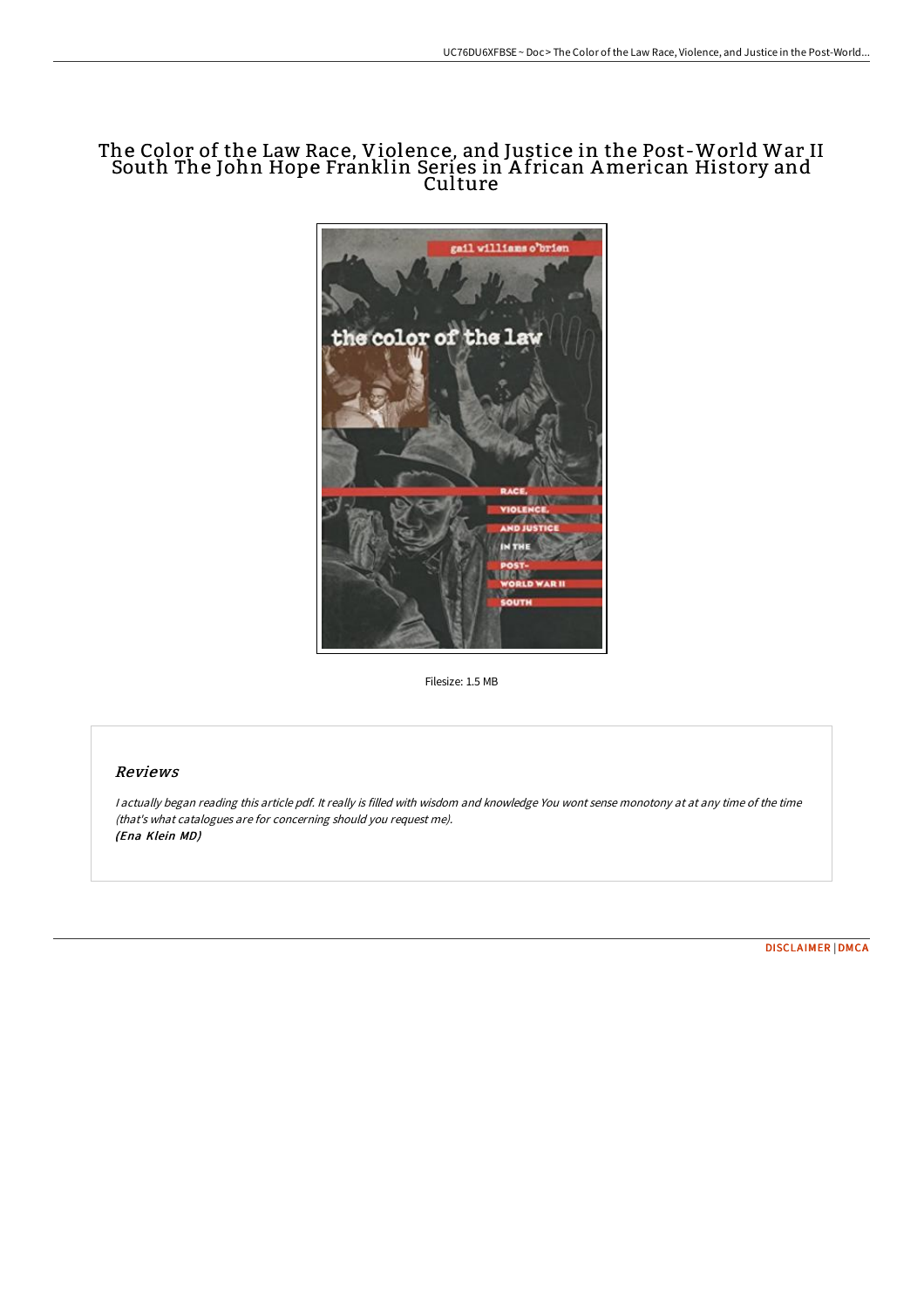# The Color of the Law Race, Violence, and Justice in the Post-World War II South The John Hope Franklin Series in African American History and Culture

Filesize: 1.5 MB

## Reviews

*I actually began reading this article pdf. It really is filled with wisdom and knowledge You wont sense monotony at at any time of the time (that's what catalogues are for concerning should you request me).*
***(Ena Klein MD)***

DISCLAIMER | DMCA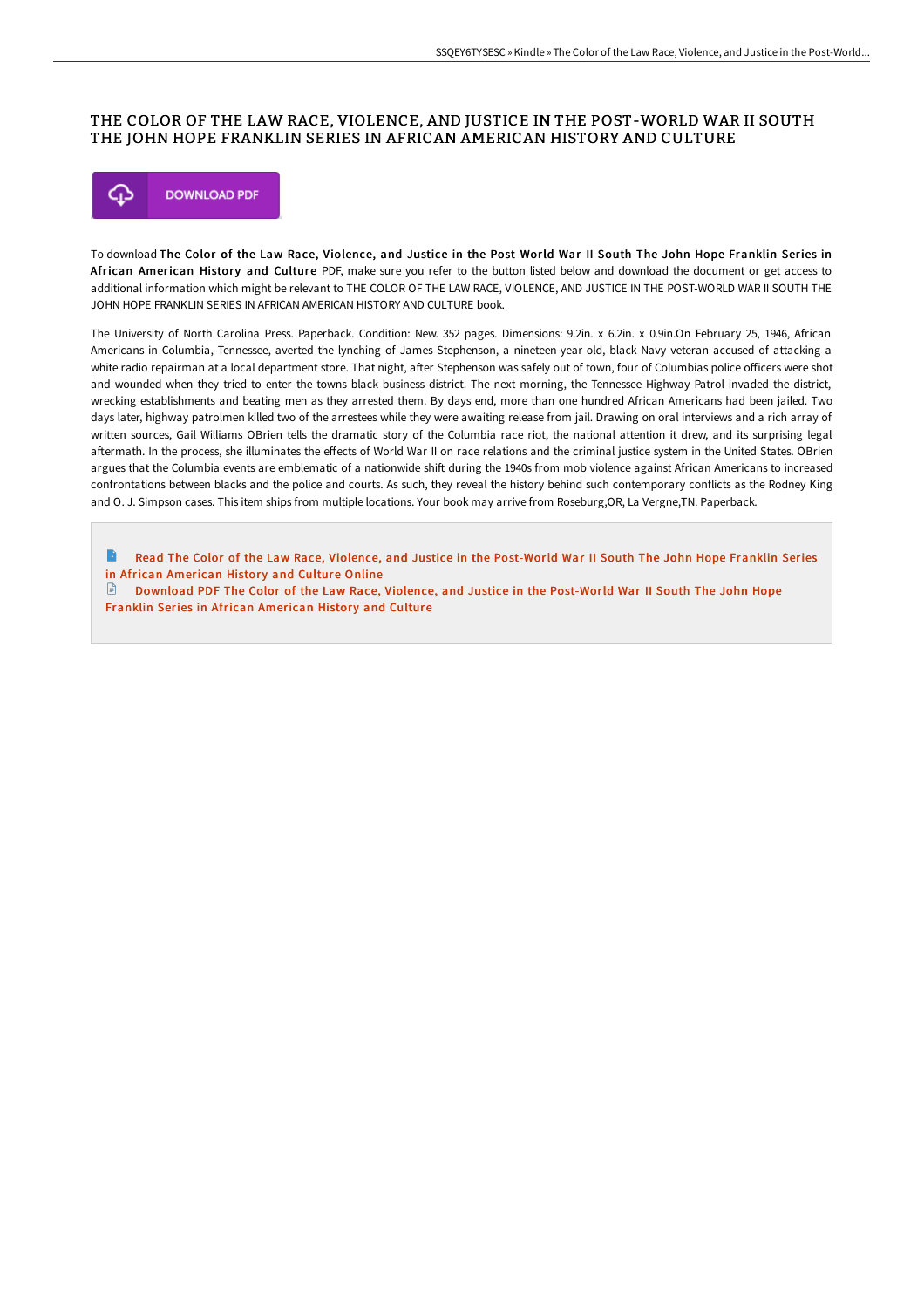# THE COLOR OF THE LAW RACE, VIOLENCE, AND JUSTICE IN THE POST-WORLD WAR II SOUTH THE JOHN HOPE FRANKLIN SERIES IN AFRICAN AMERICAN HISTORY AND CULTURE

DOWNLOAD PDF

To download **The Color of the Law Race, Violence, and Justice in the Post-World War II South The John Hope Franklin Series in African American History and Culture** PDF, make sure you refer to the button listed below and download the document or get access to additional information which might be relevant to THE COLOR OF THE LAW RACE, VIOLENCE, AND JUSTICE IN THE POST-WORLD WAR II SOUTH THE JOHN HOPE FRANKLIN SERIES IN AFRICAN AMERICAN HISTORY AND CULTURE book.

The University of North Carolina Press. Paperback. Condition: New. 352 pages. Dimensions: 9.2in. x 6.2in. x 0.9in.On February 25, 1946, African Americans in Columbia, Tennessee, averted the lynching of James Stephenson, a nineteen-year-old, black Navy veteran accused of attacking a white radio repairman at a local department store. That night, after Stephenson was safely out of town, four of Columbias police officers were shot and wounded when they tried to enter the towns black business district. The next morning, the Tennessee Highway Patrol invaded the district, wrecking establishments and beating men as they arrested them. By days end, more than one hundred African Americans had been jailed. Two days later, highway patrolmen killed two of the arrestees while they were awaiting release from jail. Drawing on oral interviews and a rich array of written sources, Gail Williams OBrien tells the dramatic story of the Columbia race riot, the national attention it drew, and its surprising legal aftermath. In the process, she illuminates the effects of World War II on race relations and the criminal justice system in the United States. OBrien argues that the Columbia events are emblematic of a nationwide shift during the 1940s from mob violence against African Americans to increased confrontations between blacks and the police and courts. As such, they reveal the history behind such contemporary conflicts as the Rodney King and O. J. Simpson cases. This item ships from multiple locations. Your book may arrive from Roseburg,OR, La Vergne,TN. Paperback.

- Read The Color of the Law Race, Violence, and Justice in the Post-World War II South The John Hope Franklin Series in African American History and Culture Online
- Download PDF The Color of the Law Race, Violence, and Justice in the Post-World War II South The John Hope Franklin Series in African American History and Culture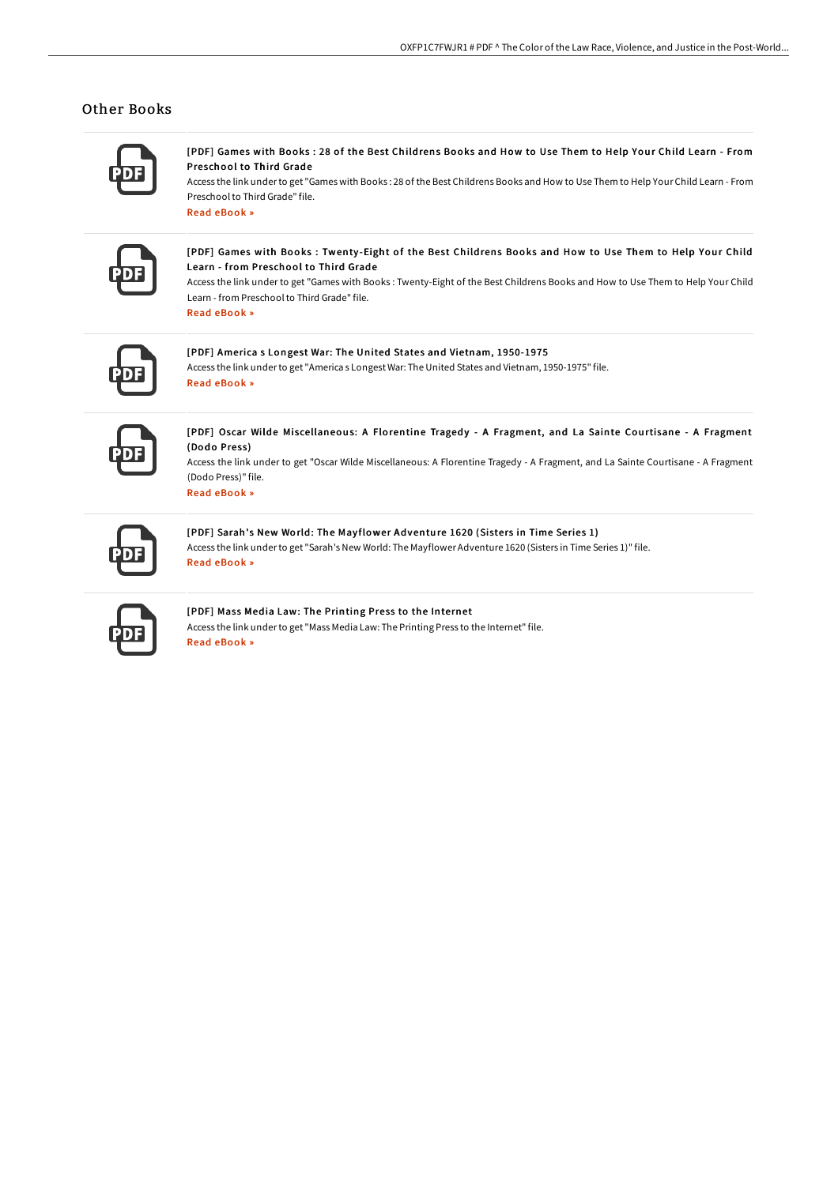## Other Books

**[PDF] Games with Books : 28 of the Best Childrens Books and How to Use Them to Help Your Child Learn - From Preschool to Third Grade**

Access the link under to get "Games with Books : 28 of the Best Childrens Books and How to Use Them to Help Your Child Learn - From Preschool to Third Grade" file.

Read eBook »

**[PDF] Games with Books : Twenty-Eight of the Best Childrens Books and How to Use Them to Help Your Child Learn - from Preschool to Third Grade**

Access the link under to get "Games with Books : Twenty-Eight of the Best Childrens Books and How to Use Them to Help Your Child Learn - from Preschool to Third Grade" file.

Read eBook »

**[PDF] America s Longest War: The United States and Vietnam, 1950-1975**

Access the link under to get "America s Longest War: The United States and Vietnam, 1950-1975" file.

Read eBook »

**[PDF] Oscar Wilde Miscellaneous: A Florentine Tragedy - A Fragment, and La Sainte Courtisane - A Fragment (Dodo Press)**

Access the link under to get "Oscar Wilde Miscellaneous: A Florentine Tragedy - A Fragment, and La Sainte Courtisane - A Fragment (Dodo Press)" file.

Read eBook »

**[PDF] Sarah's New World: The Mayflower Adventure 1620 (Sisters in Time Series 1)**

Access the link under to get "Sarah's New World: The Mayflower Adventure 1620 (Sisters in Time Series 1)" file.

Read eBook »

**[PDF] Mass Media Law: The Printing Press to the Internet**

Access the link under to get "Mass Media Law: The Printing Press to the Internet" file.

Read eBook »